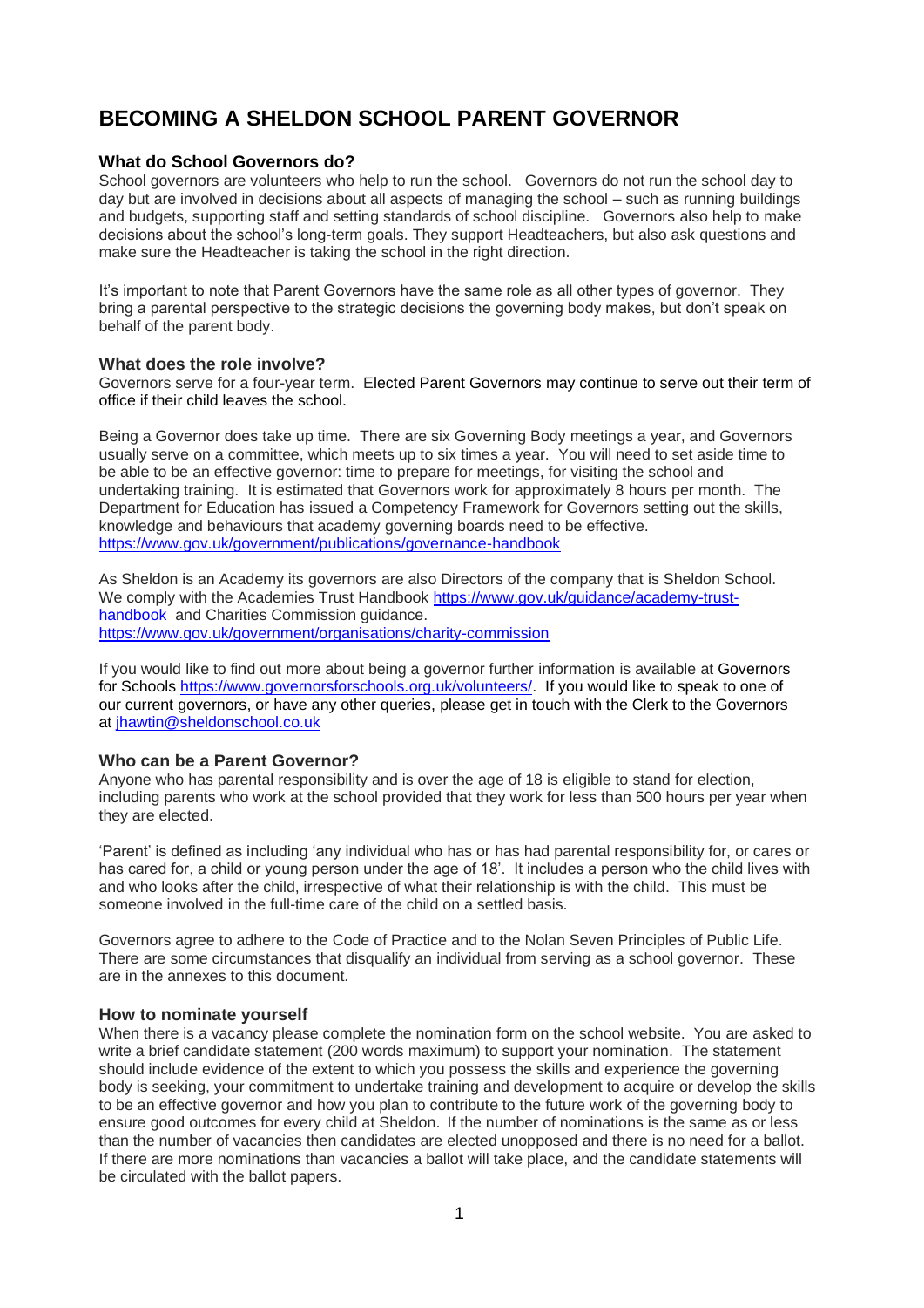# BECOMING A SHELDON SCHOOL PARENT GOVERNOR

### What do School Governors do?

School governors are volunteers who help to run the school. Governors do not run the school day to day but are involved in decisions about all aspects of managing the school – such as running buildings and budgets, supporting staff and setting standards of school discipline. Governors also help to make decisions about the school's long-term goals. They support Headteachers, but also ask questions and make sure the Headteacher is taking the school in the right direction.

It's important to note that Parent Governors have the same role as all other types of governor. They bring a parental perspective to the strategic decisions the governing body makes, but don't speak on behalf of the parent body.

### What does the role involve?

Governors serve for a four-year term. Elected Parent Governors may continue to serve out their term of office if their child leaves the school.

Being a Governor does take up time. There are six Governing Body meetings a year, and Governors usually serve on a committee, which meets up to six times a year. You will need to set aside time to be able to be an effective governor: time to prepare for meetings, for visiting the school and undertaking training. It is estimated that Governors work for approximately 8 hours per month. The Department for Education has issued a Competency Framework for Governors setting out the skills, knowledge and behaviours that academy governing boards need to be effective.
https://www.gov.uk/government/publications/governance-handbook

As Sheldon is an Academy its governors are also Directors of the company that is Sheldon School. We comply with the Academies Trust Handbook https://www.gov.uk/guidance/academy-trust-handbook and Charities Commission guidance.
https://www.gov.uk/government/organisations/charity-commission

If you would like to find out more about being a governor further information is available at Governors for Schools https://www.governorsforschools.org.uk/volunteers/. If you would like to speak to one of our current governors, or have any other queries, please get in touch with the Clerk to the Governors at jhawtin@sheldonschool.co.uk

### Who can be a Parent Governor?

Anyone who has parental responsibility and is over the age of 18 is eligible to stand for election, including parents who work at the school provided that they work for less than 500 hours per year when they are elected.

'Parent' is defined as including 'any individual who has or has had parental responsibility for, or cares or has cared for, a child or young person under the age of 18'. It includes a person who the child lives with and who looks after the child, irrespective of what their relationship is with the child. This must be someone involved in the full-time care of the child on a settled basis.

Governors agree to adhere to the Code of Practice and to the Nolan Seven Principles of Public Life. There are some circumstances that disqualify an individual from serving as a school governor. These are in the annexes to this document.

### How to nominate yourself

When there is a vacancy please complete the nomination form on the school website. You are asked to write a brief candidate statement (200 words maximum) to support your nomination. The statement should include evidence of the extent to which you possess the skills and experience the governing body is seeking, your commitment to undertake training and development to acquire or develop the skills to be an effective governor and how you plan to contribute to the future work of the governing body to ensure good outcomes for every child at Sheldon. If the number of nominations is the same as or less than the number of vacancies then candidates are elected unopposed and there is no need for a ballot. If there are more nominations than vacancies a ballot will take place, and the candidate statements will be circulated with the ballot papers.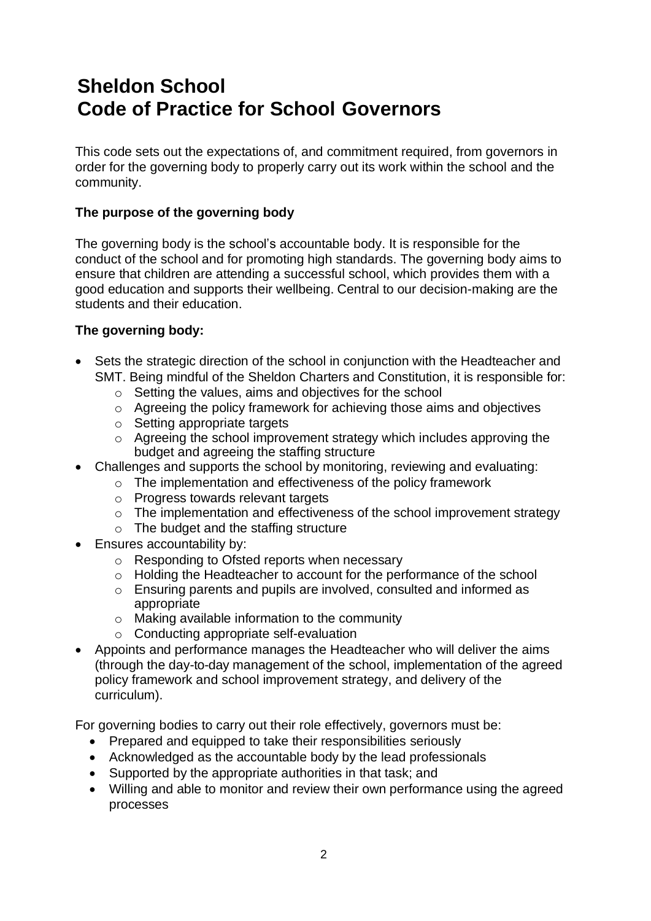# Sheldon School
# Code of Practice for School Governors

This code sets out the expectations of, and commitment required, from governors in order for the governing body to properly carry out its work within the school and the community.

### The purpose of the governing body

The governing body is the school's accountable body. It is responsible for the conduct of the school and for promoting high standards. The governing body aims to ensure that children are attending a successful school, which provides them with a good education and supports their wellbeing. Central to our decision-making are the students and their education.

### The governing body:

- Sets the strategic direction of the school in conjunction with the Headteacher and SMT. Being mindful of the Sheldon Charters and Constitution, it is responsible for:
  - Setting the values, aims and objectives for the school
  - Agreeing the policy framework for achieving those aims and objectives
  - Setting appropriate targets
  - Agreeing the school improvement strategy which includes approving the budget and agreeing the staffing structure
- Challenges and supports the school by monitoring, reviewing and evaluating:
  - The implementation and effectiveness of the policy framework
  - Progress towards relevant targets
  - The implementation and effectiveness of the school improvement strategy
  - The budget and the staffing structure
- Ensures accountability by:
  - Responding to Ofsted reports when necessary
  - Holding the Headteacher to account for the performance of the school
  - Ensuring parents and pupils are involved, consulted and informed as appropriate
  - Making available information to the community
  - Conducting appropriate self-evaluation
- Appoints and performance manages the Headteacher who will deliver the aims (through the day-to-day management of the school, implementation of the agreed policy framework and school improvement strategy, and delivery of the curriculum).

For governing bodies to carry out their role effectively, governors must be:

- Prepared and equipped to take their responsibilities seriously
- Acknowledged as the accountable body by the lead professionals
- Supported by the appropriate authorities in that task; and
- Willing and able to monitor and review their own performance using the agreed processes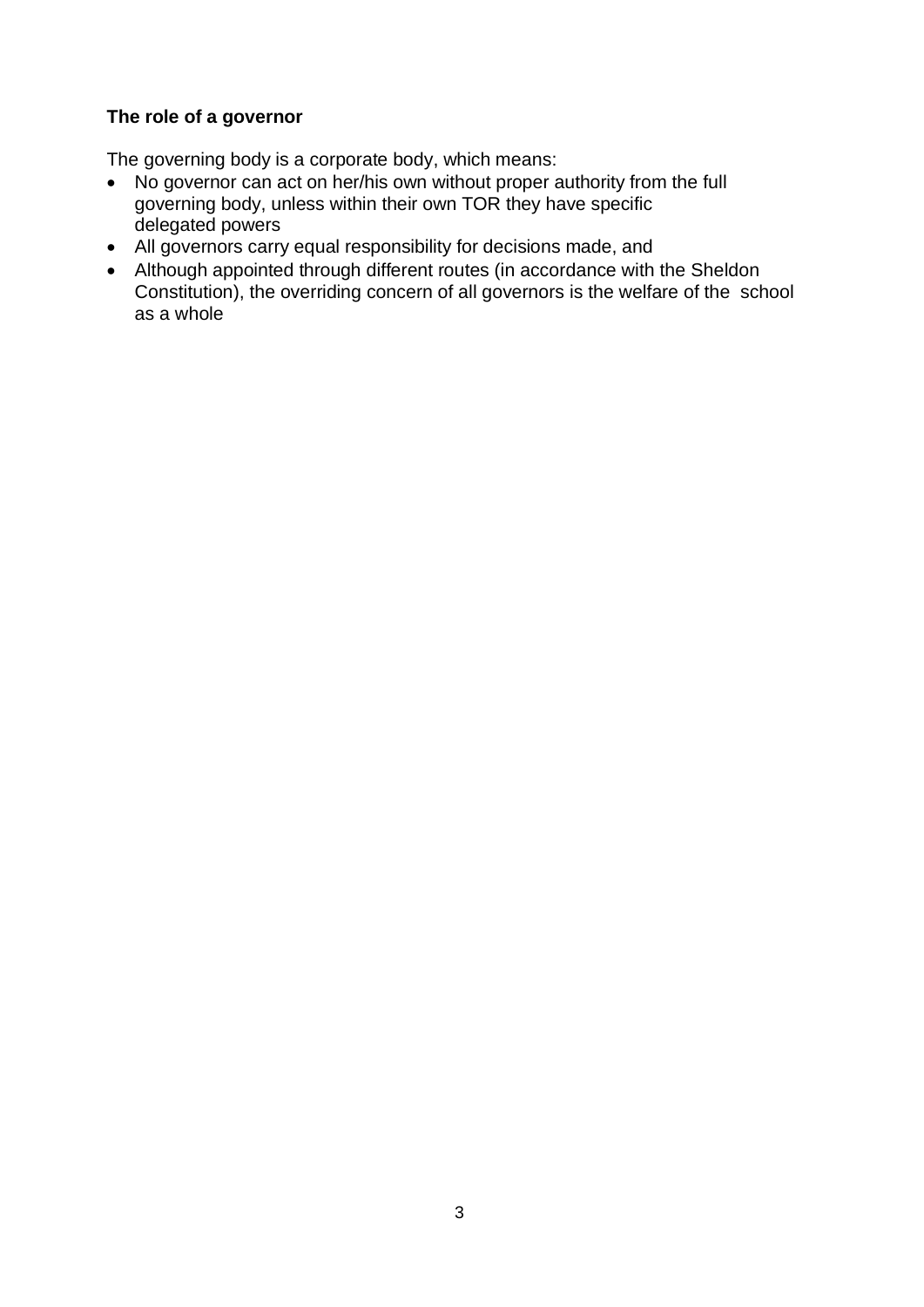**The role of a governor**

The governing body is a corporate body, which means:

- No governor can act on her/his own without proper authority from the full governing body, unless within their own TOR they have specific delegated powers
- All governors carry equal responsibility for decisions made, and
- Although appointed through different routes (in accordance with the Sheldon Constitution), the overriding concern of all governors is the welfare of the school as a whole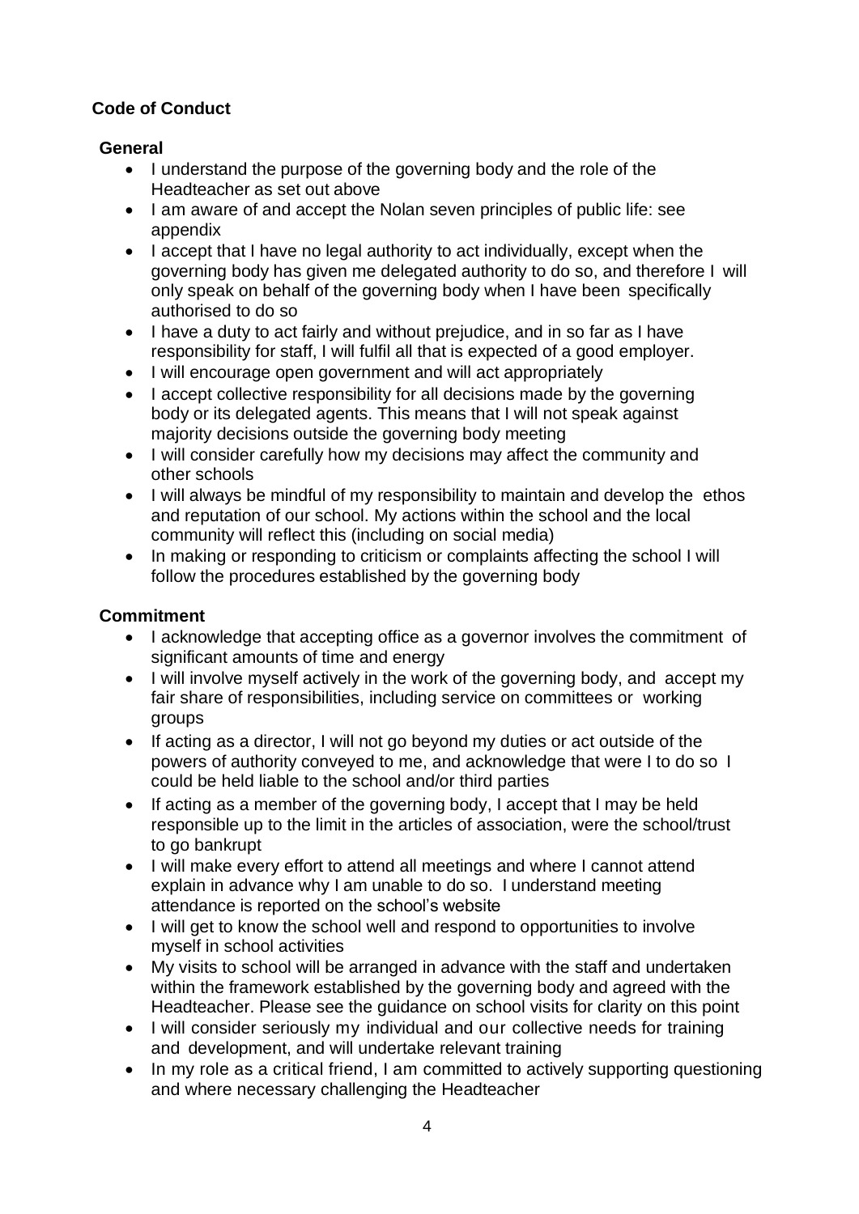## Code of Conduct

### General

- I understand the purpose of the governing body and the role of the Headteacher as set out above
- I am aware of and accept the Nolan seven principles of public life: see appendix
- I accept that I have no legal authority to act individually, except when the governing body has given me delegated authority to do so, and therefore I will only speak on behalf of the governing body when I have been specifically authorised to do so
- I have a duty to act fairly and without prejudice, and in so far as I have responsibility for staff, I will fulfil all that is expected of a good employer.
- I will encourage open government and will act appropriately
- I accept collective responsibility for all decisions made by the governing body or its delegated agents. This means that I will not speak against majority decisions outside the governing body meeting
- I will consider carefully how my decisions may affect the community and other schools
- I will always be mindful of my responsibility to maintain and develop the ethos and reputation of our school. My actions within the school and the local community will reflect this (including on social media)
- In making or responding to criticism or complaints affecting the school I will follow the procedures established by the governing body

### Commitment

- I acknowledge that accepting office as a governor involves the commitment of significant amounts of time and energy
- I will involve myself actively in the work of the governing body, and accept my fair share of responsibilities, including service on committees or working groups
- If acting as a director, I will not go beyond my duties or act outside of the powers of authority conveyed to me, and acknowledge that were I to do so I could be held liable to the school and/or third parties
- If acting as a member of the governing body, I accept that I may be held responsible up to the limit in the articles of association, were the school/trust to go bankrupt
- I will make every effort to attend all meetings and where I cannot attend explain in advance why I am unable to do so. I understand meeting attendance is reported on the school's website
- I will get to know the school well and respond to opportunities to involve myself in school activities
- My visits to school will be arranged in advance with the staff and undertaken within the framework established by the governing body and agreed with the Headteacher. Please see the guidance on school visits for clarity on this point
- I will consider seriously my individual and our collective needs for training and development, and will undertake relevant training
- In my role as a critical friend, I am committed to actively supporting questioning and where necessary challenging the Headteacher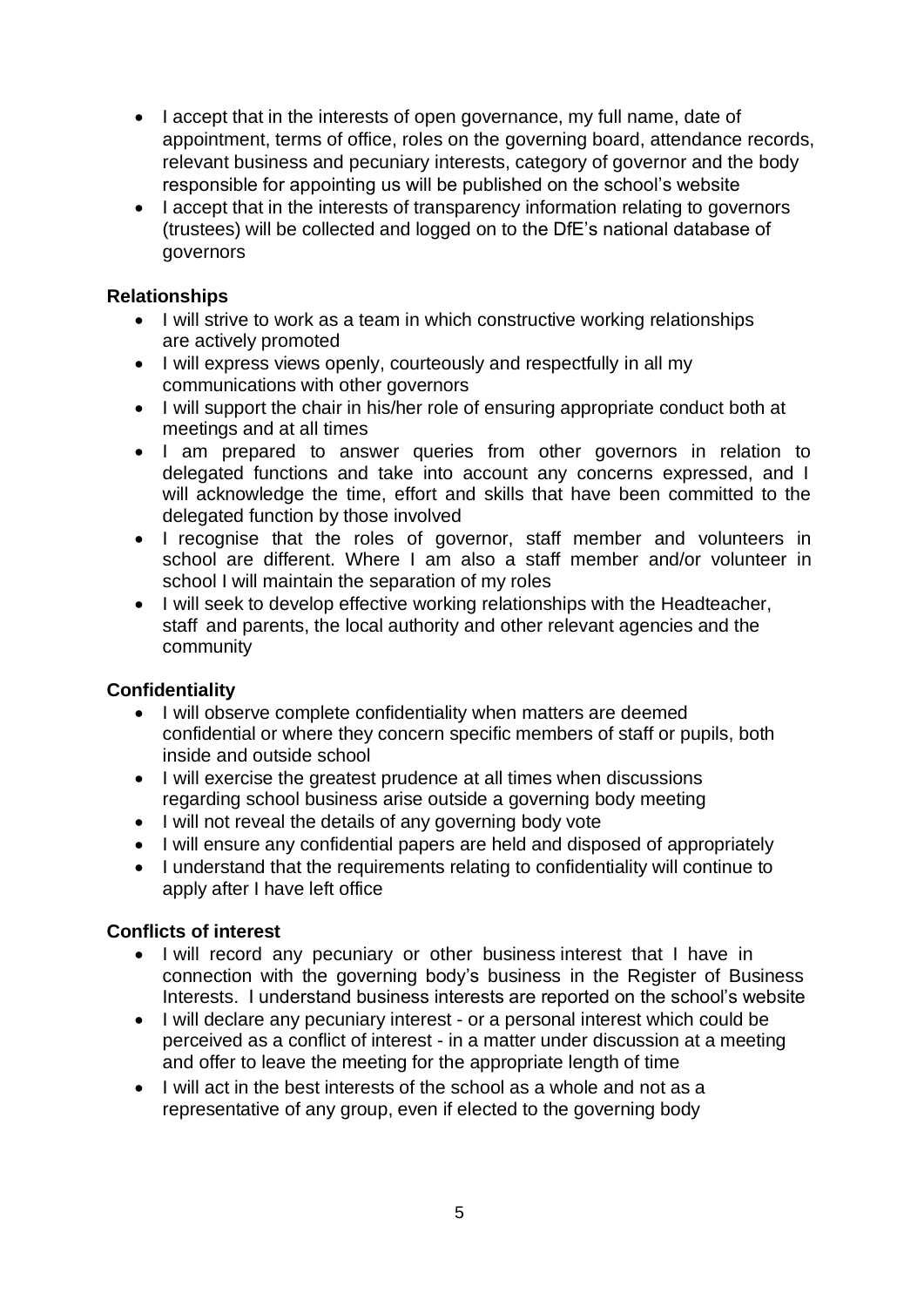- I accept that in the interests of open governance, my full name, date of appointment, terms of office, roles on the governing board, attendance records, relevant business and pecuniary interests, category of governor and the body responsible for appointing us will be published on the school's website
- I accept that in the interests of transparency information relating to governors (trustees) will be collected and logged on to the DfE's national database of governors

**Relationships**

- I will strive to work as a team in which constructive working relationships are actively promoted
- I will express views openly, courteously and respectfully in all my communications with other governors
- I will support the chair in his/her role of ensuring appropriate conduct both at meetings and at all times
- I am prepared to answer queries from other governors in relation to delegated functions and take into account any concerns expressed, and I will acknowledge the time, effort and skills that have been committed to the delegated function by those involved
- I recognise that the roles of governor, staff member and volunteers in school are different. Where I am also a staff member and/or volunteer in school I will maintain the separation of my roles
- I will seek to develop effective working relationships with the Headteacher, staff and parents, the local authority and other relevant agencies and the community

**Confidentiality**

- I will observe complete confidentiality when matters are deemed confidential or where they concern specific members of staff or pupils, both inside and outside school
- I will exercise the greatest prudence at all times when discussions regarding school business arise outside a governing body meeting
- I will not reveal the details of any governing body vote
- I will ensure any confidential papers are held and disposed of appropriately
- I understand that the requirements relating to confidentiality will continue to apply after I have left office

**Conflicts of interest**

- I will record any pecuniary or other business interest that I have in connection with the governing body's business in the Register of Business Interests. I understand business interests are reported on the school's website
- I will declare any pecuniary interest - or a personal interest which could be perceived as a conflict of interest - in a matter under discussion at a meeting and offer to leave the meeting for the appropriate length of time
- I will act in the best interests of the school as a whole and not as a representative of any group, even if elected to the governing body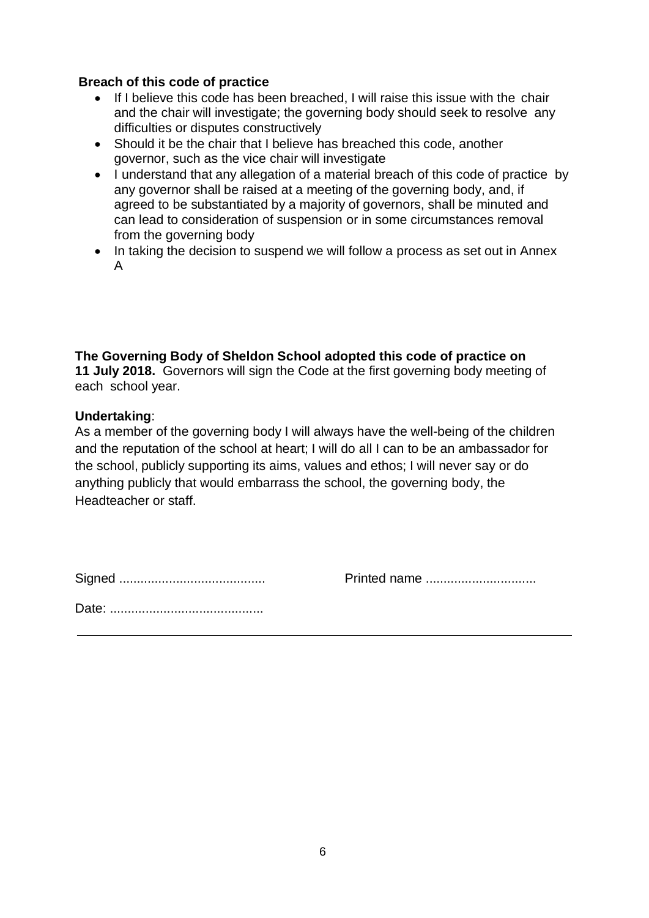**Breach of this code of practice**

- If I believe this code has been breached, I will raise this issue with the chair and the chair will investigate; the governing body should seek to resolve any difficulties or disputes constructively
- Should it be the chair that I believe has breached this code, another governor, such as the vice chair will investigate
- I understand that any allegation of a material breach of this code of practice by any governor shall be raised at a meeting of the governing body, and, if agreed to be substantiated by a majority of governors, shall be minuted and can lead to consideration of suspension or in some circumstances removal from the governing body
- In taking the decision to suspend we will follow a process as set out in Annex A

**The Governing Body of Sheldon School adopted this code of practice on 11 July 2018.** Governors will sign the Code at the first governing body meeting of each school year.

**Undertaking**:
As a member of the governing body I will always have the well-being of the children and the reputation of the school at heart; I will do all I can to be an ambassador for the school, publicly supporting its aims, values and ethos; I will never say or do anything publicly that would embarrass the school, the governing body, the Headteacher or staff.

Signed ......................................... Printed name ...............................

Date: ...........................................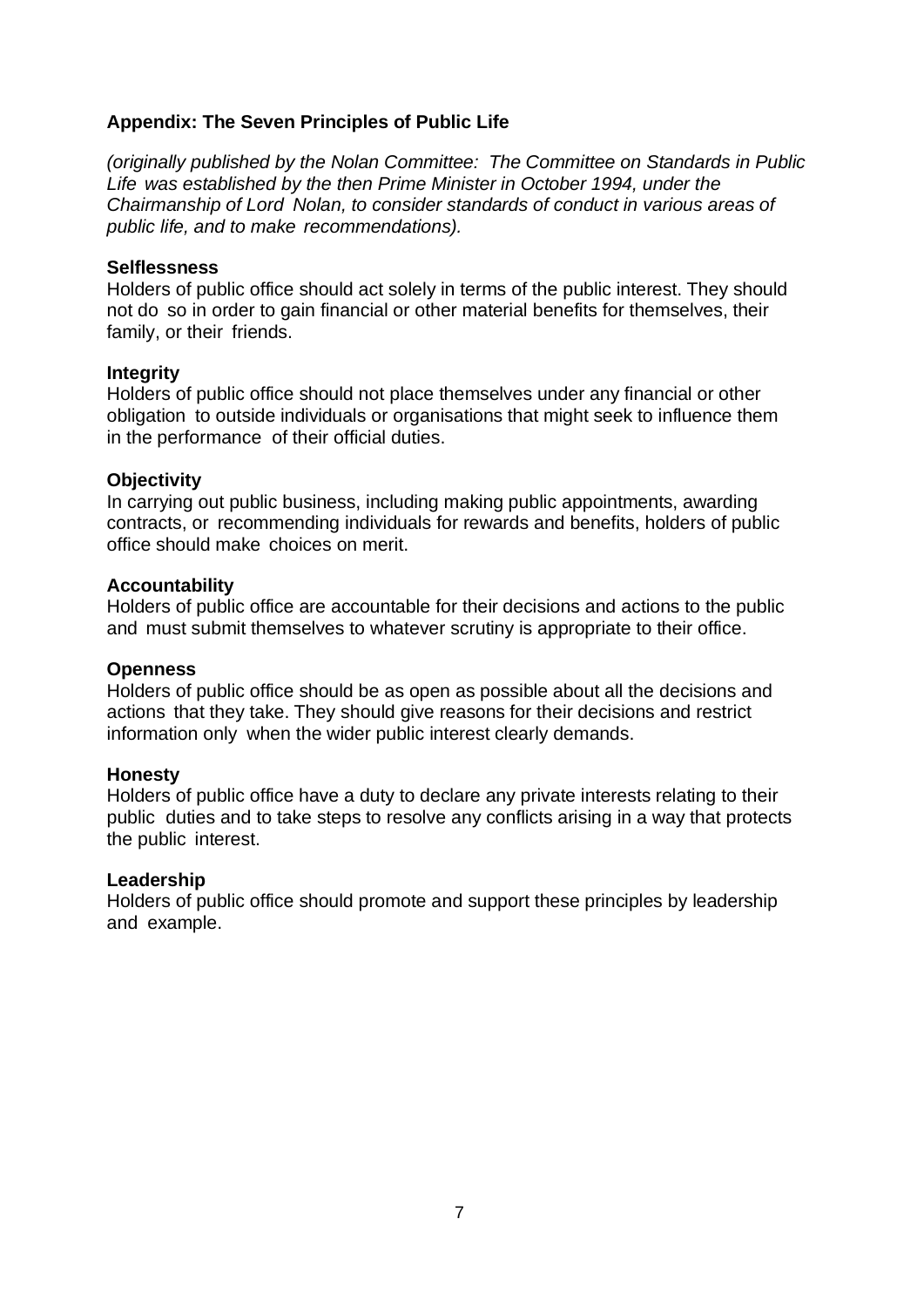## Appendix: The Seven Principles of Public Life

*(originally published by the Nolan Committee: The Committee on Standards in Public Life was established by the then Prime Minister in October 1994, under the Chairmanship of Lord Nolan, to consider standards of conduct in various areas of public life, and to make recommendations).*

### Selflessness

Holders of public office should act solely in terms of the public interest. They should not do so in order to gain financial or other material benefits for themselves, their family, or their friends.

### Integrity

Holders of public office should not place themselves under any financial or other obligation to outside individuals or organisations that might seek to influence them in the performance of their official duties.

### Objectivity

In carrying out public business, including making public appointments, awarding contracts, or recommending individuals for rewards and benefits, holders of public office should make choices on merit.

### Accountability

Holders of public office are accountable for their decisions and actions to the public and must submit themselves to whatever scrutiny is appropriate to their office.

### Openness

Holders of public office should be as open as possible about all the decisions and actions that they take. They should give reasons for their decisions and restrict information only when the wider public interest clearly demands.

### Honesty

Holders of public office have a duty to declare any private interests relating to their public duties and to take steps to resolve any conflicts arising in a way that protects the public interest.

### Leadership

Holders of public office should promote and support these principles by leadership and example.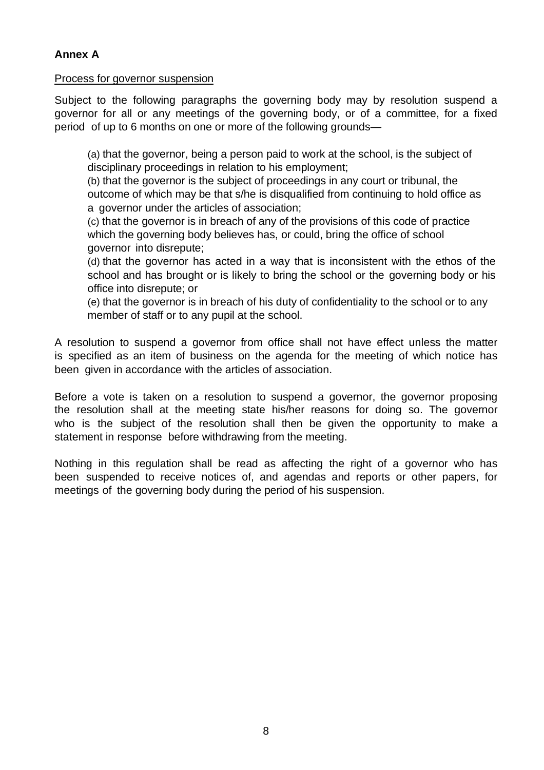**Annex A**

Process for governor suspension

Subject to the following paragraphs the governing body may by resolution suspend a governor for all or any meetings of the governing body, or of a committee, for a fixed period of up to 6 months on one or more of the following grounds—

(a) that the governor, being a person paid to work at the school, is the subject of disciplinary proceedings in relation to his employment;
(b) that the governor is the subject of proceedings in any court or tribunal, the outcome of which may be that s/he is disqualified from continuing to hold office as a governor under the articles of association;
(c) that the governor is in breach of any of the provisions of this code of practice which the governing body believes has, or could, bring the office of school governor into disrepute;
(d) that the governor has acted in a way that is inconsistent with the ethos of the school and has brought or is likely to bring the school or the governing body or his office into disrepute; or
(e) that the governor is in breach of his duty of confidentiality to the school or to any member of staff or to any pupil at the school.

A resolution to suspend a governor from office shall not have effect unless the matter is specified as an item of business on the agenda for the meeting of which notice has been given in accordance with the articles of association.

Before a vote is taken on a resolution to suspend a governor, the governor proposing the resolution shall at the meeting state his/her reasons for doing so. The governor who is the subject of the resolution shall then be given the opportunity to make a statement in response before withdrawing from the meeting.

Nothing in this regulation shall be read as affecting the right of a governor who has been suspended to receive notices of, and agendas and reports or other papers, for meetings of the governing body during the period of his suspension.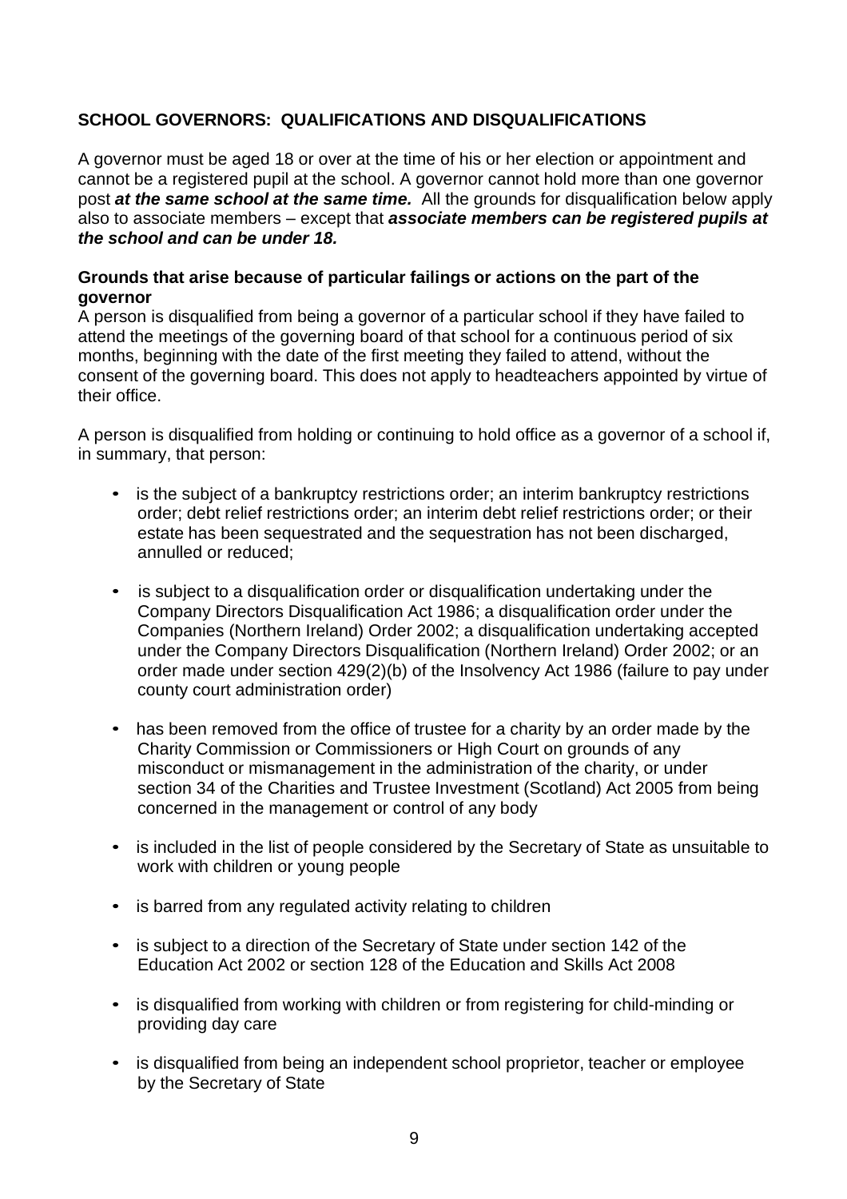## SCHOOL GOVERNORS: QUALIFICATIONS AND DISQUALIFICATIONS

A governor must be aged 18 or over at the time of his or her election or appointment and cannot be a registered pupil at the school. A governor cannot hold more than one governor post ***at the same school at the same time.*** All the grounds for disqualification below apply also to associate members – except that ***associate members can be registered pupils at the school and can be under 18.***

### Grounds that arise because of particular failings or actions on the part of the governor

A person is disqualified from being a governor of a particular school if they have failed to attend the meetings of the governing board of that school for a continuous period of six months, beginning with the date of the first meeting they failed to attend, without the consent of the governing board. This does not apply to headteachers appointed by virtue of their office.

A person is disqualified from holding or continuing to hold office as a governor of a school if, in summary, that person:

- is the subject of a bankruptcy restrictions order; an interim bankruptcy restrictions order; debt relief restrictions order; an interim debt relief restrictions order; or their estate has been sequestrated and the sequestration has not been discharged, annulled or reduced;
- is subject to a disqualification order or disqualification undertaking under the Company Directors Disqualification Act 1986; a disqualification order under the Companies (Northern Ireland) Order 2002; a disqualification undertaking accepted under the Company Directors Disqualification (Northern Ireland) Order 2002; or an order made under section 429(2)(b) of the Insolvency Act 1986 (failure to pay under county court administration order)
- has been removed from the office of trustee for a charity by an order made by the Charity Commission or Commissioners or High Court on grounds of any misconduct or mismanagement in the administration of the charity, or under section 34 of the Charities and Trustee Investment (Scotland) Act 2005 from being concerned in the management or control of any body
- is included in the list of people considered by the Secretary of State as unsuitable to work with children or young people
- is barred from any regulated activity relating to children
- is subject to a direction of the Secretary of State under section 142 of the Education Act 2002 or section 128 of the Education and Skills Act 2008
- is disqualified from working with children or from registering for child-minding or providing day care
- is disqualified from being an independent school proprietor, teacher or employee by the Secretary of State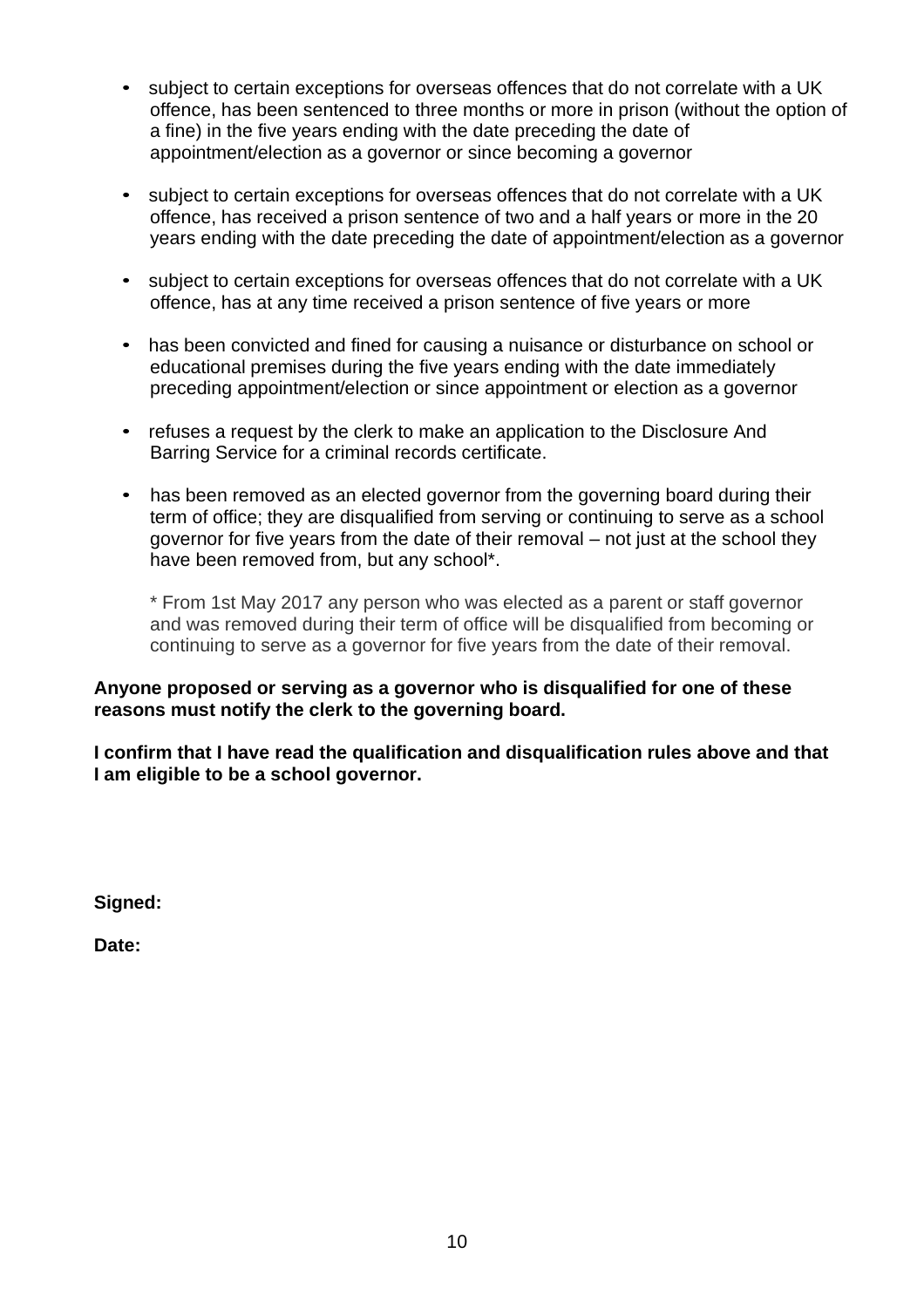- subject to certain exceptions for overseas offences that do not correlate with a UK offence, has been sentenced to three months or more in prison (without the option of a fine) in the five years ending with the date preceding the date of appointment/election as a governor or since becoming a governor

- subject to certain exceptions for overseas offences that do not correlate with a UK offence, has received a prison sentence of two and a half years or more in the 20 years ending with the date preceding the date of appointment/election as a governor

- subject to certain exceptions for overseas offences that do not correlate with a UK offence, has at any time received a prison sentence of five years or more

- has been convicted and fined for causing a nuisance or disturbance on school or educational premises during the five years ending with the date immediately preceding appointment/election or since appointment or election as a governor

- refuses a request by the clerk to make an application to the Disclosure And Barring Service for a criminal records certificate.

- has been removed as an elected governor from the governing board during their term of office; they are disqualified from serving or continuing to serve as a school governor for five years from the date of their removal – not just at the school they have been removed from, but any school*.

  * From 1st May 2017 any person who was elected as a parent or staff governor and was removed during their term of office will be disqualified from becoming or continuing to serve as a governor for five years from the date of their removal.

**Anyone proposed or serving as a governor who is disqualified for one of these reasons must notify the clerk to the governing board.**

**I confirm that I have read the qualification and disqualification rules above and that I am eligible to be a school governor.**

**Signed:**

**Date:**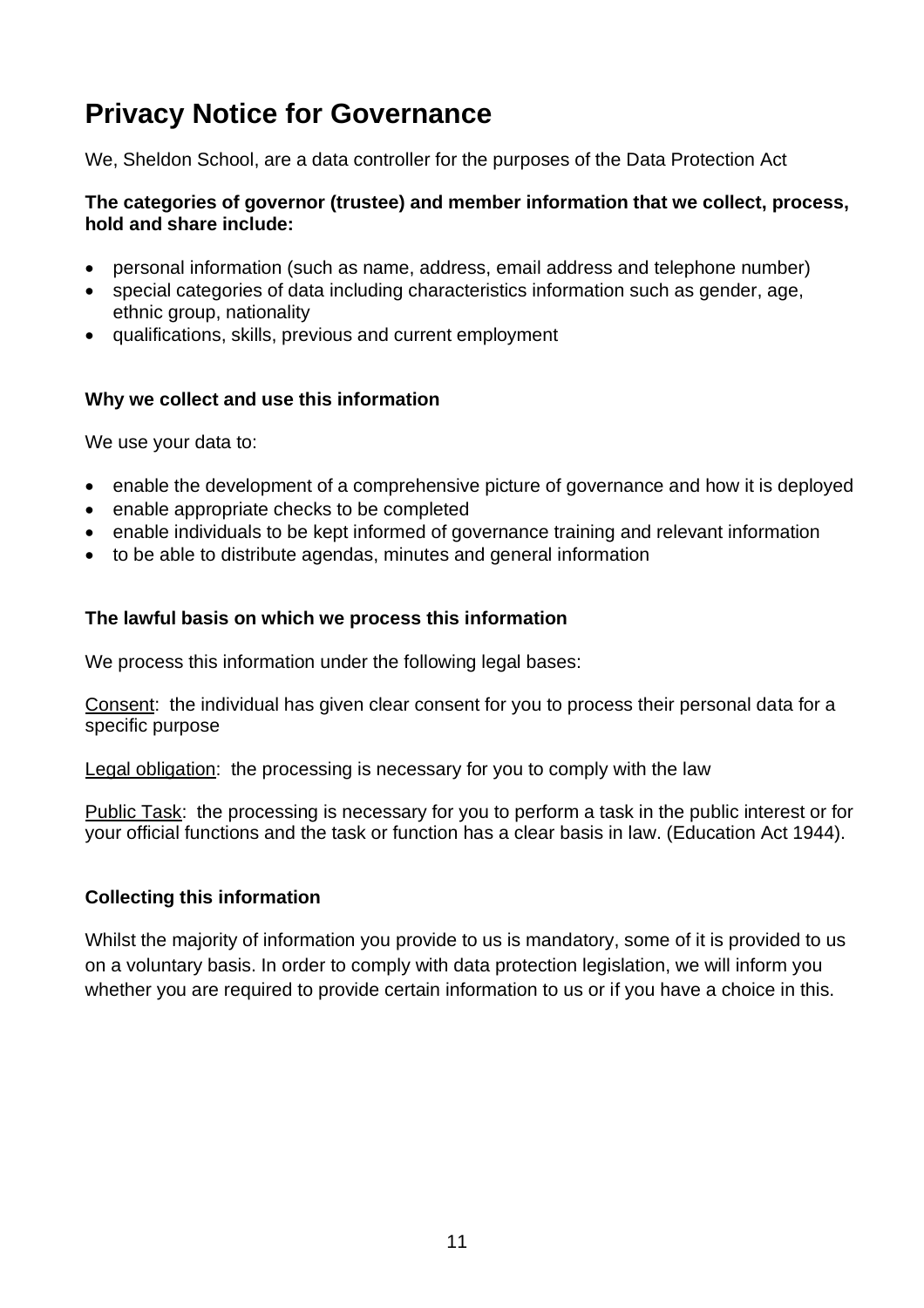# Privacy Notice for Governance

We, Sheldon School, are a data controller for the purposes of the Data Protection Act

**The categories of governor (trustee) and member information that we collect, process, hold and share include:**

- personal information (such as name, address, email address and telephone number)
- special categories of data including characteristics information such as gender, age, ethnic group, nationality
- qualifications, skills, previous and current employment

### Why we collect and use this information

We use your data to:

- enable the development of a comprehensive picture of governance and how it is deployed
- enable appropriate checks to be completed
- enable individuals to be kept informed of governance training and relevant information
- to be able to distribute agendas, minutes and general information

### The lawful basis on which we process this information

We process this information under the following legal bases:

<u>Consent</u>: the individual has given clear consent for you to process their personal data for a specific purpose

<u>Legal obligation</u>: the processing is necessary for you to comply with the law

<u>Public Task</u>: the processing is necessary for you to perform a task in the public interest or for your official functions and the task or function has a clear basis in law. (Education Act 1944).

### Collecting this information

Whilst the majority of information you provide to us is mandatory, some of it is provided to us on a voluntary basis. In order to comply with data protection legislation, we will inform you whether you are required to provide certain information to us or if you have a choice in this.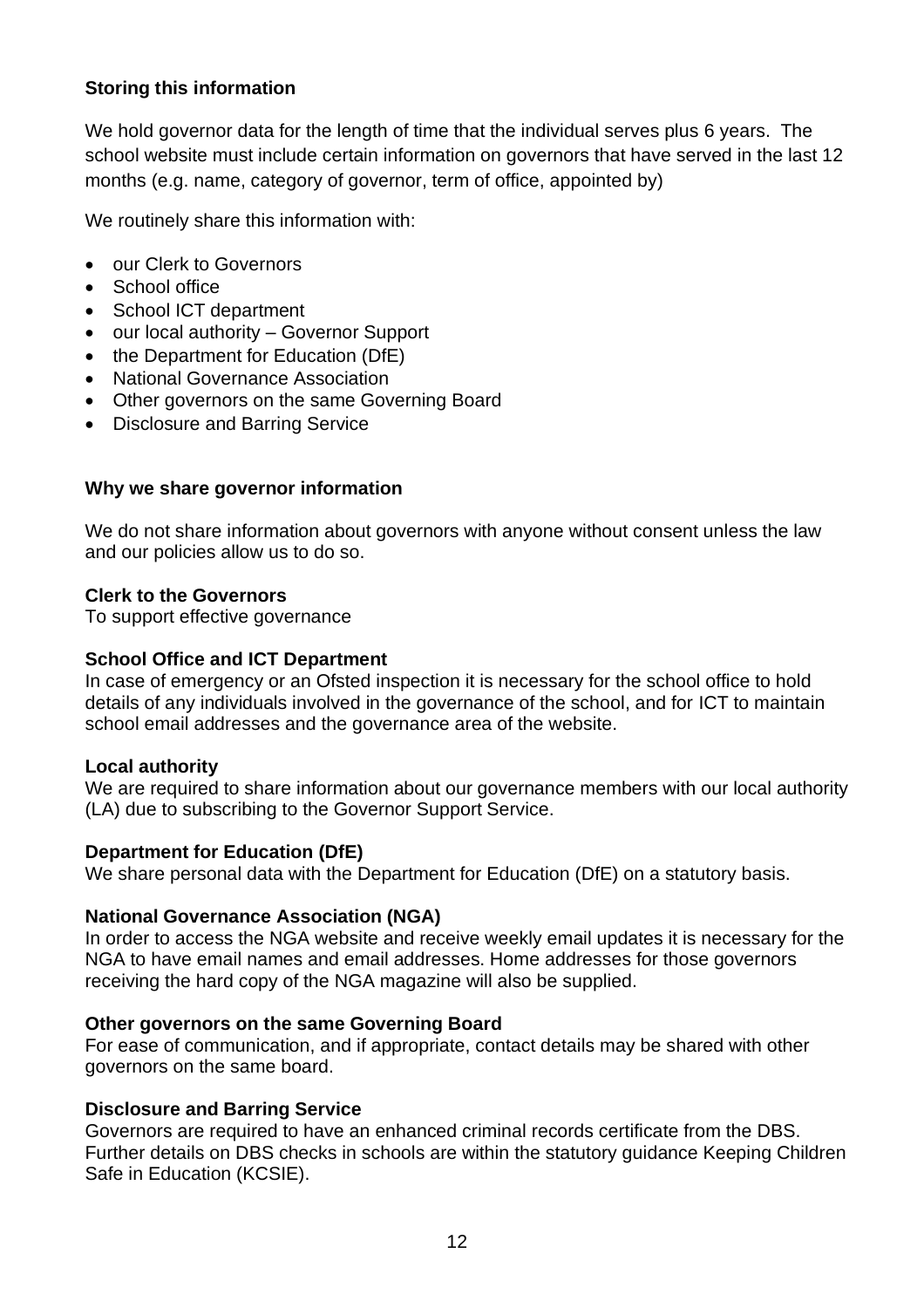**Storing this information**

We hold governor data for the length of time that the individual serves plus 6 years. The school website must include certain information on governors that have served in the last 12 months (e.g. name, category of governor, term of office, appointed by)

We routinely share this information with:

- our Clerk to Governors
- School office
- School ICT department
- our local authority – Governor Support
- the Department for Education (DfE)
- National Governance Association
- Other governors on the same Governing Board
- Disclosure and Barring Service

**Why we share governor information**

We do not share information about governors with anyone without consent unless the law and our policies allow us to do so.

**Clerk to the Governors**
To support effective governance

**School Office and ICT Department**
In case of emergency or an Ofsted inspection it is necessary for the school office to hold details of any individuals involved in the governance of the school, and for ICT to maintain school email addresses and the governance area of the website.

**Local authority**
We are required to share information about our governance members with our local authority (LA) due to subscribing to the Governor Support Service.

**Department for Education (DfE)**
We share personal data with the Department for Education (DfE) on a statutory basis.

**National Governance Association (NGA)**
In order to access the NGA website and receive weekly email updates it is necessary for the NGA to have email names and email addresses. Home addresses for those governors receiving the hard copy of the NGA magazine will also be supplied.

**Other governors on the same Governing Board**
For ease of communication, and if appropriate, contact details may be shared with other governors on the same board.

**Disclosure and Barring Service**
Governors are required to have an enhanced criminal records certificate from the DBS. Further details on DBS checks in schools are within the statutory guidance Keeping Children Safe in Education (KCSIE).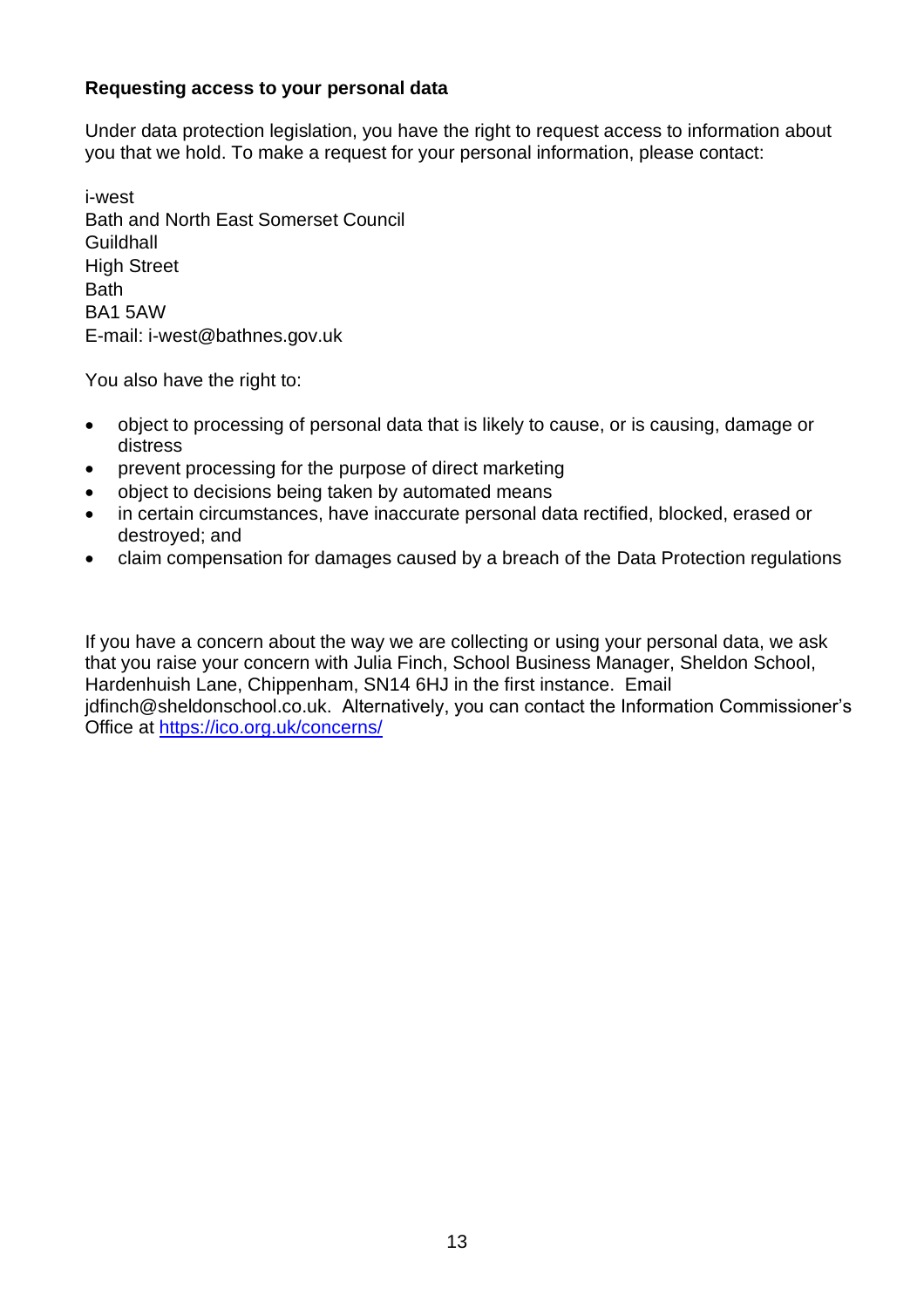**Requesting access to your personal data**

Under data protection legislation, you have the right to request access to information about you that we hold. To make a request for your personal information, please contact:

i-west
Bath and North East Somerset Council
Guildhall
High Street
Bath
BA1 5AW
E-mail: i-west@bathnes.gov.uk

You also have the right to:

- object to processing of personal data that is likely to cause, or is causing, damage or distress
- prevent processing for the purpose of direct marketing
- object to decisions being taken by automated means
- in certain circumstances, have inaccurate personal data rectified, blocked, erased or destroyed; and
- claim compensation for damages caused by a breach of the Data Protection regulations

If you have a concern about the way we are collecting or using your personal data, we ask that you raise your concern with Julia Finch, School Business Manager, Sheldon School, Hardenhuish Lane, Chippenham, SN14 6HJ in the first instance. Email jdfinch@sheldonschool.co.uk. Alternatively, you can contact the Information Commissioner's Office at [https://ico.org.uk/concerns/](https://ico.org.uk/concerns/)